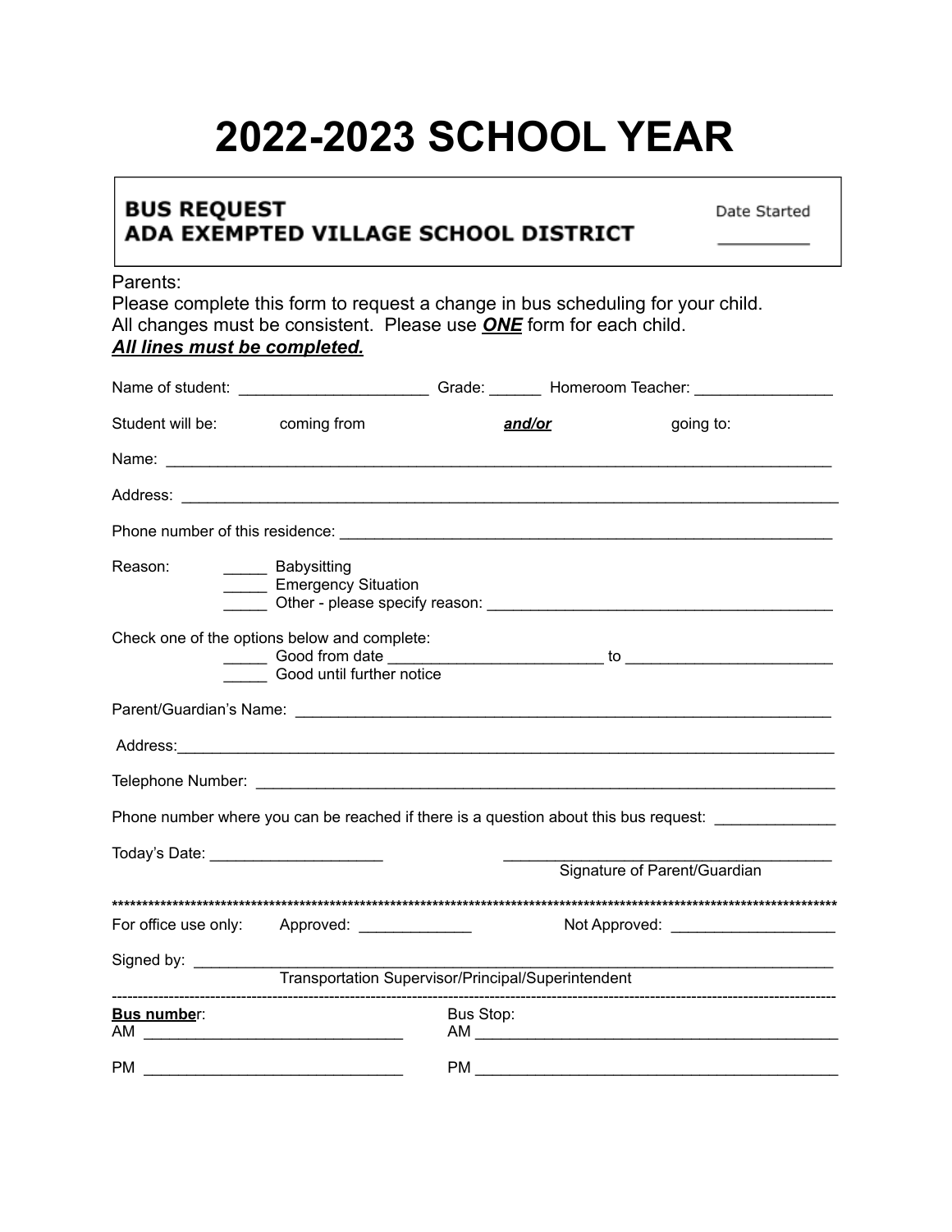# 2022-2023 SCHOOL YEAR

**BUS REQUEST**
**ADA EXEMPTED VILLAGE SCHOOL DISTRICT**

Date Started __________

Parents:
Please complete this form to request a change in bus scheduling for your child.
All changes must be consistent. Please use ***ONE*** form for each child.
***All lines must be completed.***

Name of student: ______________________ Grade: ______ Homeroom Teacher: ________________

Student will be: coming from ***and/or*** going to:

Name: ________________________________________________________________________________

Address: ______________________________________________________________________________

Phone number of this residence: _________________________________________________________

Reason:
_____ Babysitting
_____ Emergency Situation
_____ Other - please specify reason: ________________________________________

Check one of the options below and complete:
_____ Good from date ________________________ to ________________________
_____ Good until further notice

Parent/Guardian's Name: _______________________________________________________________

Address:_______________________________________________________________________________

Telephone Number: ____________________________________________________________________

Phone number where you can be reached if there is a question about this bus request: ______________

Today's Date: ____________________ ______________________________________
Signature of Parent/Guardian

****************************************************************************************************************************

For office use only: Approved: _____________ Not Approved: ___________________

Signed by: _____________________________________________________________________________
Transportation Supervisor/Principal/Superintendent

---

**Bus number**:
AM ______________________________
PM ______________________________

Bus Stop:
AM ___________________________________________
PM ___________________________________________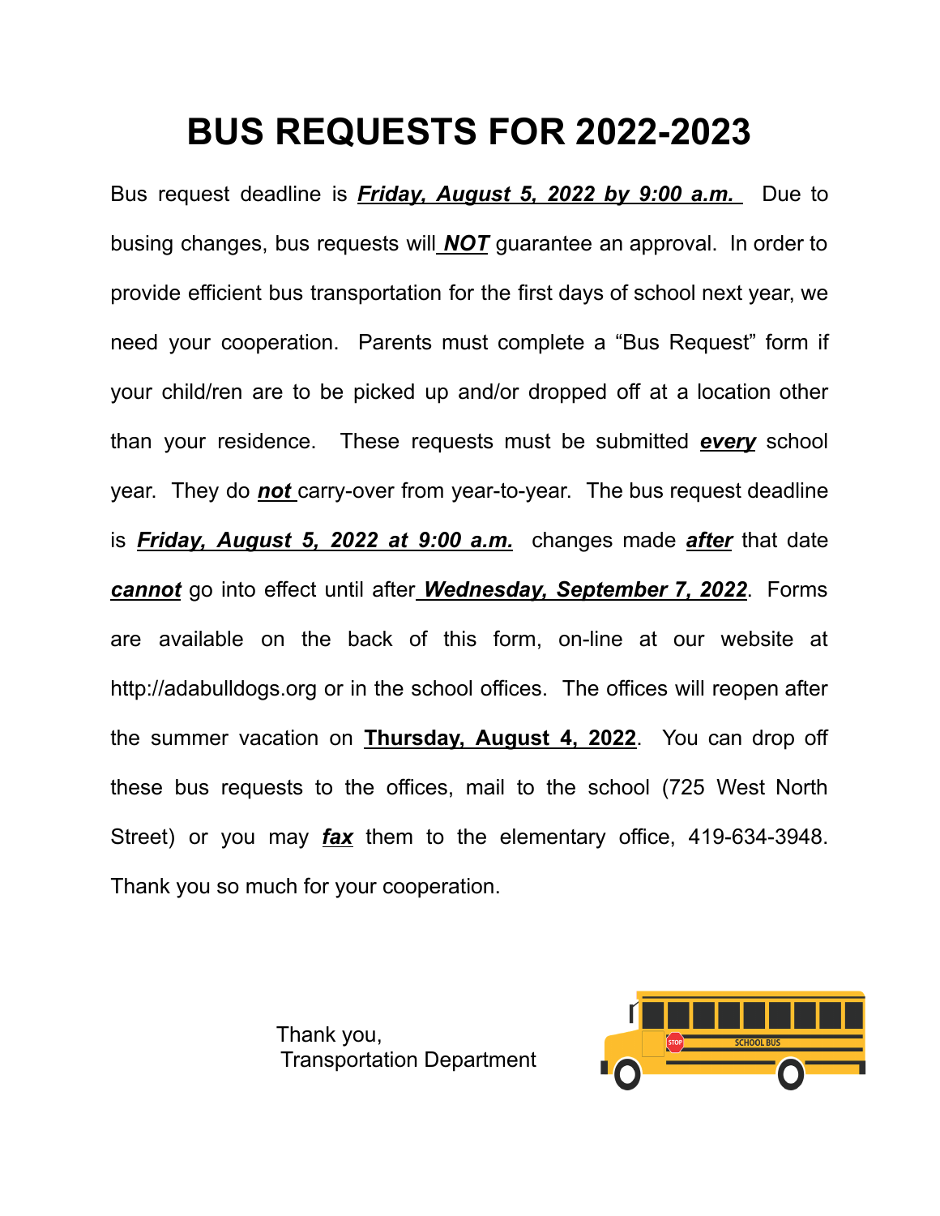# BUS REQUESTS FOR 2022-2023

Bus request deadline is ***Friday, August 5, 2022 by 9:00 a.m.*** Due to busing changes, bus requests will ***NOT*** guarantee an approval. In order to provide efficient bus transportation for the first days of school next year, we need your cooperation. Parents must complete a "Bus Request" form if your child/ren are to be picked up and/or dropped off at a location other than your residence. These requests must be submitted ***every*** school year. They do ***not*** carry-over from year-to-year. The bus request deadline is ***Friday, August 5, 2022 at 9:00 a.m.*** changes made ***after*** that date ***cannot*** go into effect until after ***Wednesday, September 7, 2022***. Forms are available on the back of this form, on-line at our website at http://adabulldogs.org or in the school offices. The offices will reopen after the summer vacation on **Thursday, August 4, 2022**. You can drop off these bus requests to the offices, mail to the school (725 West North Street) or you may ***fax*** them to the elementary office, 419-634-3948. Thank you so much for your cooperation.

Thank you,
Transportation Department